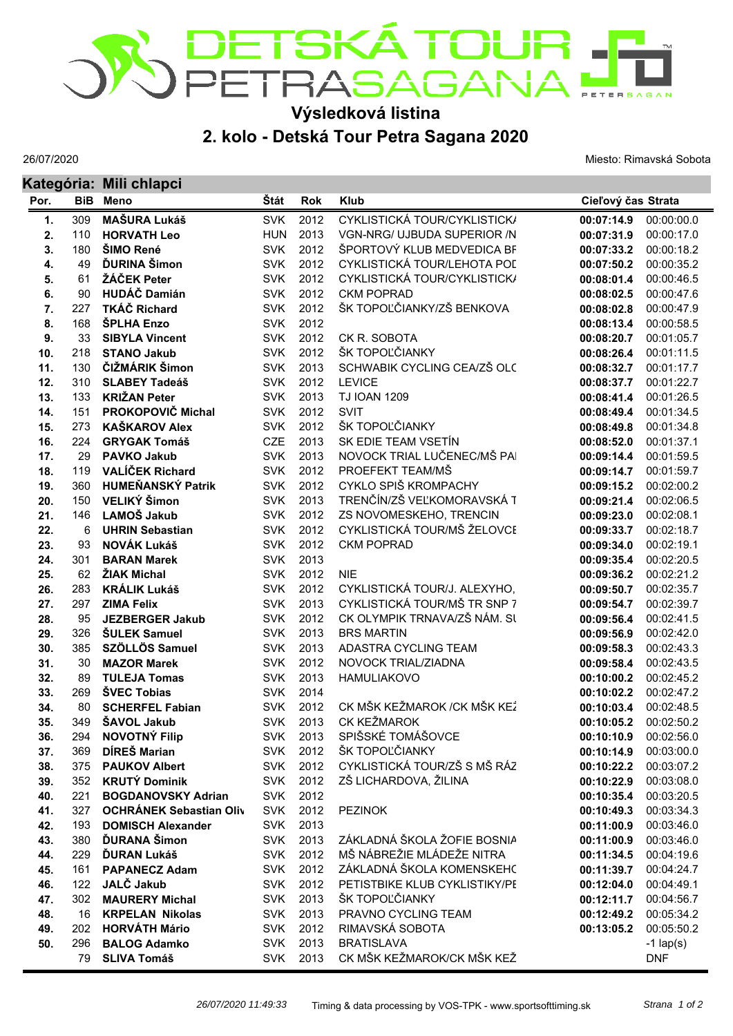# Výsledková listina

## 2. kolo - Detská Tour Petra Sagana 2020

26/07/2020 Miesto: Rimavská Sobota

### Kategória: Mili chlapci

| Por. | BiB | Meno | Štát | Rok | Klub | Cieľový čas | Strata |
|---|---|---|---|---|---|---|---|
| 1. | 309 | **MAŠURA Lukáš** | SVK | 2012 | CYKLISTICKÁ TOUR/CYKLISTICK/ | **00:07:14.9** | 00:00:00.0 |
| 2. | 110 | **HORVATH Leo** | HUN | 2013 | VGN-NRG/ UJBUDA SUPERIOR /N | **00:07:31.9** | 00:00:17.0 |
| 3. | 180 | **ŠIMO René** | SVK | 2012 | ŠPORTOVÝ KLUB MEDVEDICA BF | **00:07:33.2** | 00:00:18.2 |
| 4. | 49 | **ĎURINA Šimon** | SVK | 2012 | CYKLISTICKÁ TOUR/LEHOTA POĽ | **00:07:50.2** | 00:00:35.2 |
| 5. | 61 | **ŽÁČEK Peter** | SVK | 2012 | CYKLISTICKÁ TOUR/CYKLISTICK/ | **00:08:01.4** | 00:00:46.5 |
| 6. | 90 | **HUDÁČ Damián** | SVK | 2012 | CKM POPRAD | **00:08:02.5** | 00:00:47.6 |
| 7. | 227 | **TKÁČ Richard** | SVK | 2012 | ŠK TOPOĽČIANKY/ZŠ BENKOVA | **00:08:02.8** | 00:00:47.9 |
| 8. | 168 | **ŠPLHA Enzo** | SVK | 2012 | | **00:08:13.4** | 00:00:58.5 |
| 9. | 33 | **SIBYLA Vincent** | SVK | 2012 | CK R. SOBOTA | **00:08:20.7** | 00:01:05.7 |
| 10. | 218 | **STANO Jakub** | SVK | 2012 | ŠK TOPOĽČIANKY | **00:08:26.4** | 00:01:11.5 |
| 11. | 130 | **ČIŽMÁRIK Šimon** | SVK | 2013 | SCHWABIK CYCLING CEA/ZŠ OLC | **00:08:32.7** | 00:01:17.7 |
| 12. | 310 | **SLABEY Tadeáš** | SVK | 2012 | LEVICE | **00:08:37.7** | 00:01:22.7 |
| 13. | 133 | **KRIŽAN Peter** | SVK | 2013 | TJ IOAN 1209 | **00:08:41.4** | 00:01:26.5 |
| 14. | 151 | **PROKOPOVIČ Michal** | SVK | 2012 | SVIT | **00:08:49.4** | 00:01:34.5 |
| 15. | 273 | **KAŠKAROV Alex** | SVK | 2012 | ŠK TOPOĽČIANKY | **00:08:49.8** | 00:01:34.8 |
| 16. | 224 | **GRYGAK Tomáš** | CZE | 2013 | SK EDIE TEAM VSETÍN | **00:08:52.0** | 00:01:37.1 |
| 17. | 29 | **PAVKO Jakub** | SVK | 2013 | NOVOCK TRIAL LUČENEC/MŠ PAI | **00:09:14.4** | 00:01:59.5 |
| 18. | 119 | **VALÍČEK Richard** | SVK | 2012 | PROEFEKT TEAM/MŠ | **00:09:14.7** | 00:01:59.7 |
| 19. | 360 | **HUMEŇANSKÝ Patrik** | SVK | 2012 | CYKLO SPIŠ KROMPACHY | **00:09:15.2** | 00:02:00.2 |
| 20. | 150 | **VELIKÝ Šimon** | SVK | 2013 | TRENČÍN/ZŠ VEĽKOMORAVSKÁ T | **00:09:21.4** | 00:02:06.5 |
| 21. | 146 | **LAMOŠ Jakub** | SVK | 2012 | ZS NOVOMESKEHO, TRENCIN | **00:09:23.0** | 00:02:08.1 |
| 22. | 6 | **UHRIN Sebastian** | SVK | 2012 | CYKLISTICKÁ TOUR/MŠ ŽELOVCE | **00:09:33.7** | 00:02:18.7 |
| 23. | 93 | **NOVÁK Lukáš** | SVK | 2012 | CKM POPRAD | **00:09:34.0** | 00:02:19.1 |
| 24. | 301 | **BARAN Marek** | SVK | 2013 | | **00:09:35.4** | 00:02:20.5 |
| 25. | 62 | **ŽIAK Michal** | SVK | 2012 | NIE | **00:09:36.2** | 00:02:21.2 |
| 26. | 283 | **KRÁLIK Lukáš** | SVK | 2012 | CYKLISTICKÁ TOUR/J. ALEXYHO, | **00:09:50.7** | 00:02:35.7 |
| 27. | 297 | **ZIMA Felix** | SVK | 2013 | CYKLISTICKÁ TOUR/MŠ TR SNP 7 | **00:09:54.7** | 00:02:39.7 |
| 28. | 95 | **JEZBERGER Jakub** | SVK | 2012 | CK OLYMPIK TRNAVA/ZŠ NÁM. SU | **00:09:56.4** | 00:02:41.5 |
| 29. | 326 | **ŠULEK Samuel** | SVK | 2013 | BRS MARTIN | **00:09:56.9** | 00:02:42.0 |
| 30. | 385 | **SZÖLLÖS Samuel** | SVK | 2013 | ADASTRA CYCLING TEAM | **00:09:58.3** | 00:02:43.3 |
| 31. | 30 | **MAZOR Marek** | SVK | 2012 | NOVOCK TRIAL/ZIADNA | **00:09:58.4** | 00:02:43.5 |
| 32. | 89 | **TULEJA Tomas** | SVK | 2013 | HAMULIAKOVO | **00:10:00.2** | 00:02:45.2 |
| 33. | 269 | **ŠVEC Tobias** | SVK | 2014 | | **00:10:02.2** | 00:02:47.2 |
| 34. | 80 | **SCHERFEL Fabian** | SVK | 2012 | CK MŠK KEŽMAROK /CK MŠK KEŽ | **00:10:03.4** | 00:02:48.5 |
| 35. | 349 | **ŠAVOL Jakub** | SVK | 2013 | CK KEŽMAROK | **00:10:05.2** | 00:02:50.2 |
| 36. | 294 | **NOVOTNÝ Filip** | SVK | 2013 | SPIŠSKÉ TOMÁŠOVCE | **00:10:10.9** | 00:02:56.0 |
| 37. | 369 | **DÍREŠ Marian** | SVK | 2012 | ŠK TOPOĽČIANKY | **00:10:14.9** | 00:03:00.0 |
| 38. | 375 | **PAUKOV Albert** | SVK | 2012 | CYKLISTICKÁ TOUR/ZŠ S MŠ RÁZ | **00:10:22.2** | 00:03:07.2 |
| 39. | 352 | **KRUTÝ Dominik** | SVK | 2012 | ZŠ LICHARDOVA, ŽILINA | **00:10:22.9** | 00:03:08.0 |
| 40. | 221 | **BOGDANOVSKY Adrian** | SVK | 2012 | | **00:10:35.4** | 00:03:20.5 |
| 41. | 327 | **OCHRÁNEK Sebastian Oliv** | SVK | 2012 | PEZINOK | **00:10:49.3** | 00:03:34.3 |
| 42. | 193 | **DOMISCH Alexander** | SVK | 2013 | | **00:11:00.9** | 00:03:46.0 |
| 43. | 380 | **ĎURANA Šimon** | SVK | 2013 | ZÁKLADNÁ ŠKOLA ŽOFIE BOSNIA | **00:11:00.9** | 00:03:46.0 |
| 44. | 229 | **ĎURAN Lukáš** | SVK | 2012 | MŠ NÁBREŽIE MLÁDEŽE NITRA | **00:11:34.5** | 00:04:19.6 |
| 45. | 161 | **PAPANECZ Adam** | SVK | 2012 | ZÁKLADNÁ ŠKOLA KOMENSKEHC | **00:11:39.7** | 00:04:24.7 |
| 46. | 122 | **JALČ Jakub** | SVK | 2012 | PETISTBIKE KLUB CYKLISTIKY/PE | **00:12:04.0** | 00:04:49.1 |
| 47. | 302 | **MAURERY Michal** | SVK | 2013 | ŠK TOPOĽČIANKY | **00:12:11.7** | 00:04:56.7 |
| 48. | 16 | **KRPELAN Nikolas** | SVK | 2013 | PRAVNO CYCLING TEAM | **00:12:49.2** | 00:05:34.2 |
| 49. | 202 | **HORVÁTH Mário** | SVK | 2012 | RIMAVSKÁ SOBOTA | **00:13:05.2** | 00:05:50.2 |
| 50. | 296 | **BALOG Adamko** | SVK | 2013 | BRATISLAVA | | -1 lap(s) |
| | 79 | **SLIVA Tomáš** | SVK | 2013 | CK MŠK KEŽMAROK/CK MŠK KEŽ | | DNF |

*26/07/2020 11:49:33* Timing & data processing by VOS-TPK - www.sportsofttiming.sk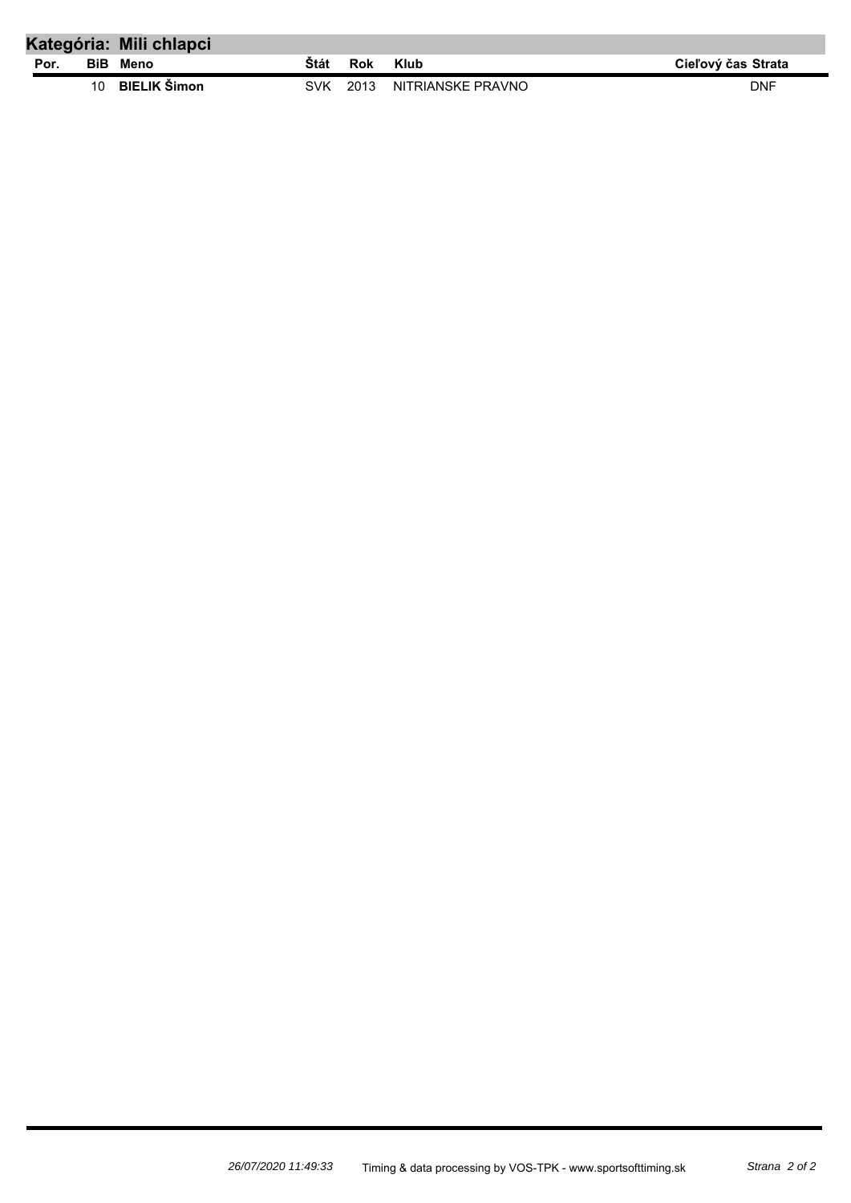## Kategória: Mili chlapci

| Por. | BiB | Meno | Štát | Rok | Klub | Cieľový čas | Strata |
|---|---|---|---|---|---|---|---|
| | 10 | **BIELIK Šimon** | SVK | 2013 | NITRIANSKE PRAVNO | DNF | |

*26/07/2020 11:49:33* Timing & data processing by VOS-TPK - www.sportsofttiming.sk